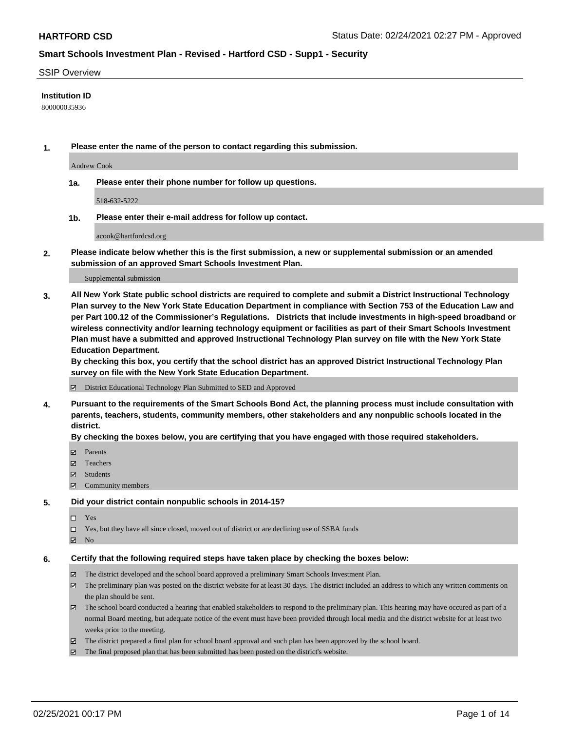## SSIP Overview

**Institution ID**

800000035936

**1. Please enter the name of the person to contact regarding this submission.**

Andrew Cook

**1a. Please enter their phone number for follow up questions.**

518-632-5222

**1b. Please enter their e-mail address for follow up contact.**

acook@hartfordcsd.org

**2. Please indicate below whether this is the first submission, a new or supplemental submission or an amended submission of an approved Smart Schools Investment Plan.**

Supplemental submission

**3. All New York State public school districts are required to complete and submit a District Instructional Technology Plan survey to the New York State Education Department in compliance with Section 753 of the Education Law and per Part 100.12 of the Commissioner's Regulations. Districts that include investments in high-speed broadband or wireless connectivity and/or learning technology equipment or facilities as part of their Smart Schools Investment Plan must have a submitted and approved Instructional Technology Plan survey on file with the New York State Education Department.**
**By checking this box, you certify that the school district has an approved District Instructional Technology Plan survey on file with the New York State Education Department.**

- [x] District Educational Technology Plan Submitted to SED and Approved

**4. Pursuant to the requirements of the Smart Schools Bond Act, the planning process must include consultation with parents, teachers, students, community members, other stakeholders and any nonpublic schools located in the district.**
**By checking the boxes below, you are certifying that you have engaged with those required stakeholders.**

- [x] Parents
- [x] Teachers
- [x] Students
- [x] Community members

**5. Did your district contain nonpublic schools in 2014-15?**

- [ ] Yes
- [ ] Yes, but they have all since closed, moved out of district or are declining use of SSBA funds
- [x] No

**6. Certify that the following required steps have taken place by checking the boxes below:**

- [x] The district developed and the school board approved a preliminary Smart Schools Investment Plan.
- [x] The preliminary plan was posted on the district website for at least 30 days. The district included an address to which any written comments on the plan should be sent.
- [x] The school board conducted a hearing that enabled stakeholders to respond to the preliminary plan. This hearing may have occured as part of a normal Board meeting, but adequate notice of the event must have been provided through local media and the district website for at least two weeks prior to the meeting.
- [x] The district prepared a final plan for school board approval and such plan has been approved by the school board.
- [x] The final proposed plan that has been submitted has been posted on the district's website.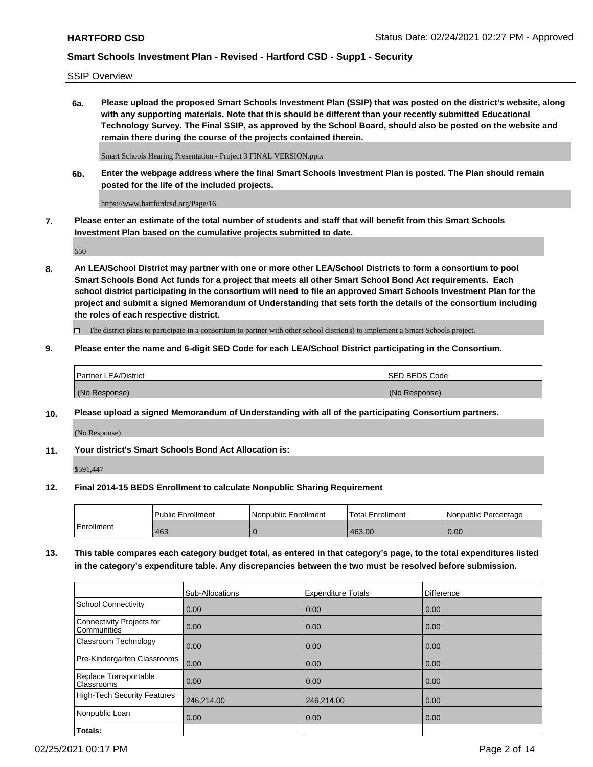SSIP Overview

**6a. Please upload the proposed Smart Schools Investment Plan (SSIP) that was posted on the district's website, along with any supporting materials. Note that this should be different than your recently submitted Educational Technology Survey. The Final SSIP, as approved by the School Board, should also be posted on the website and remain there during the course of the projects contained therein.**

Smart Schools Hearing Presentation - Project 3 FINAL VERSION.pptx

**6b. Enter the webpage address where the final Smart Schools Investment Plan is posted. The Plan should remain posted for the life of the included projects.**

https://www.hartfordcsd.org/Page/16

**7. Please enter an estimate of the total number of students and staff that will benefit from this Smart Schools Investment Plan based on the cumulative projects submitted to date.**

550

**8. An LEA/School District may partner with one or more other LEA/School Districts to form a consortium to pool Smart Schools Bond Act funds for a project that meets all other Smart School Bond Act requirements. Each school district participating in the consortium will need to file an approved Smart Schools Investment Plan for the project and submit a signed Memorandum of Understanding that sets forth the details of the consortium including the roles of each respective district.**

☐ The district plans to participate in a consortium to partner with other school district(s) to implement a Smart Schools project.

**9. Please enter the name and 6-digit SED Code for each LEA/School District participating in the Consortium.**

| Partner LEA/District | SED BEDS Code |
|---|---|
| (No Response) | (No Response) |

**10. Please upload a signed Memorandum of Understanding with all of the participating Consortium partners.**

(No Response)

**11. Your district's Smart Schools Bond Act Allocation is:**

$591,447

**12. Final 2014-15 BEDS Enrollment to calculate Nonpublic Sharing Requirement**

| | Public Enrollment | Nonpublic Enrollment | Total Enrollment | Nonpublic Percentage |
|---|---|---|---|---|
| Enrollment | 463 | 0 | 463.00 | 0.00 |

**13. This table compares each category budget total, as entered in that category's page, to the total expenditures listed in the category's expenditure table. Any discrepancies between the two must be resolved before submission.**

| | Sub-Allocations | Expenditure Totals | Difference |
|---|---|---|---|
| School Connectivity | 0.00 | 0.00 | 0.00 |
| Connectivity Projects for Communities | 0.00 | 0.00 | 0.00 |
| Classroom Technology | 0.00 | 0.00 | 0.00 |
| Pre-Kindergarten Classrooms | 0.00 | 0.00 | 0.00 |
| Replace Transportable Classrooms | 0.00 | 0.00 | 0.00 |
| High-Tech Security Features | 246,214.00 | 246,214.00 | 0.00 |
| Nonpublic Loan | 0.00 | 0.00 | 0.00 |
| **Totals:** | | | |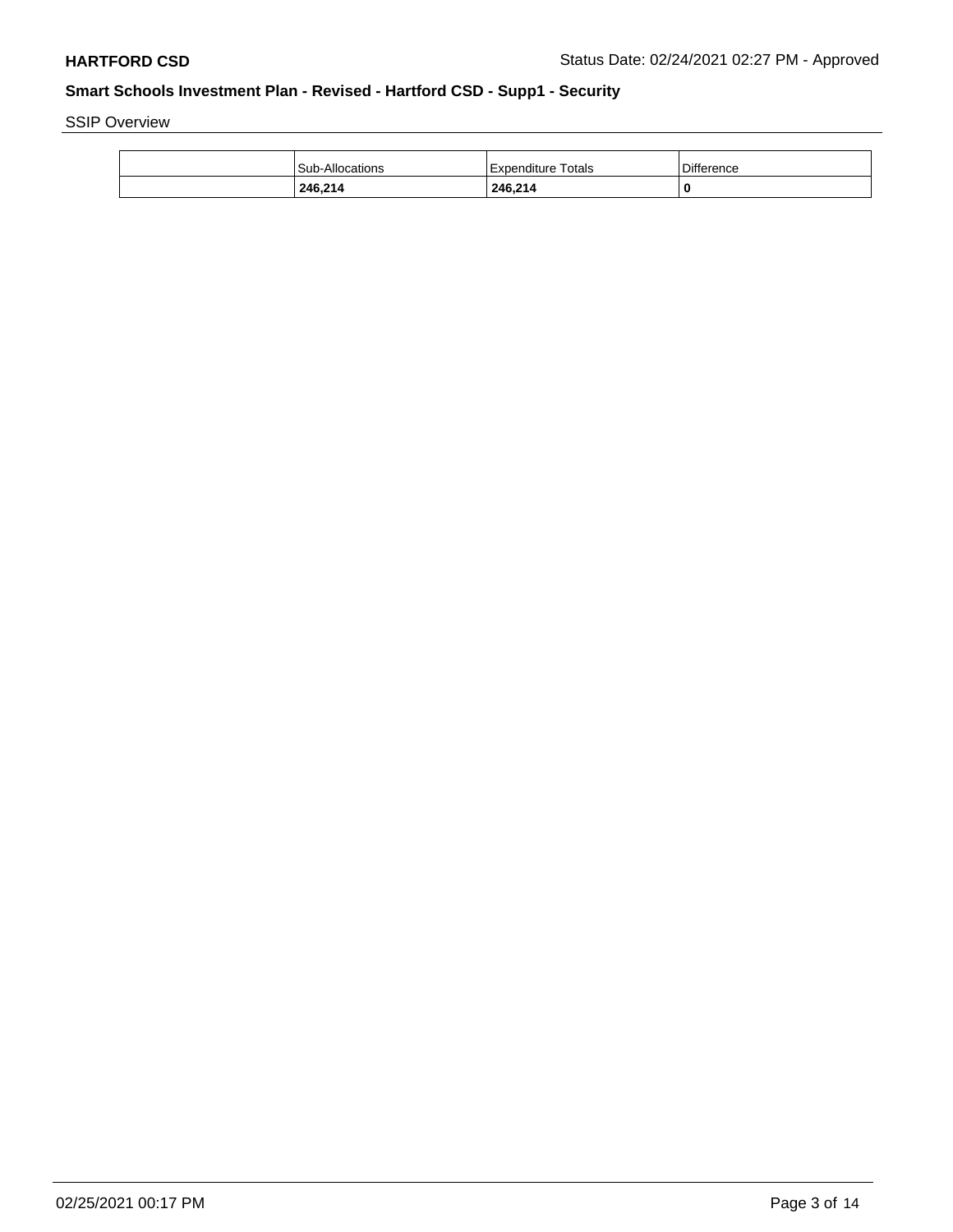SSIP Overview

| | Sub-Allocations | Expenditure Totals | Difference |
|---|---|---|---|
| | **246,214** | **246,214** | **0** |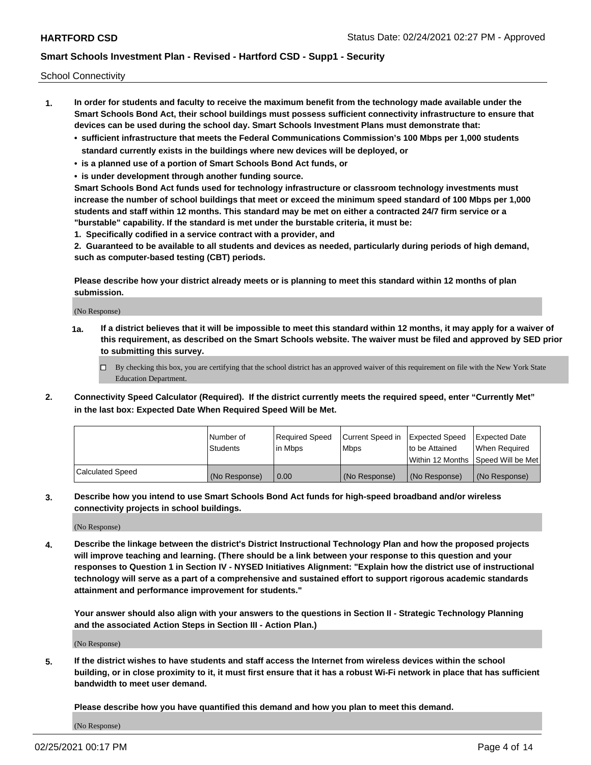School Connectivity

1. **In order for students and faculty to receive the maximum benefit from the technology made available under the Smart Schools Bond Act, their school buildings must possess sufficient connectivity infrastructure to ensure that devices can be used during the school day. Smart Schools Investment Plans must demonstrate that:**
   - **sufficient infrastructure that meets the Federal Communications Commission's 100 Mbps per 1,000 students standard currently exists in the buildings where new devices will be deployed, or**
   - **is a planned use of a portion of Smart Schools Bond Act funds, or**
   - **is under development through another funding source.**

   **Smart Schools Bond Act funds used for technology infrastructure or classroom technology investments must increase the number of school buildings that meet or exceed the minimum speed standard of 100 Mbps per 1,000 students and staff within 12 months. This standard may be met on either a contracted 24/7 firm service or a "burstable" capability. If the standard is met under the burstable criteria, it must be:**

   **1. Specifically codified in a service contract with a provider, and**

   **2. Guaranteed to be available to all students and devices as needed, particularly during periods of high demand, such as computer-based testing (CBT) periods.**

   **Please describe how your district already meets or is planning to meet this standard within 12 months of plan submission.**

   (No Response)

   **1a. If a district believes that it will be impossible to meet this standard within 12 months, it may apply for a waiver of this requirement, as described on the Smart Schools website. The waiver must be filed and approved by SED prior to submitting this survey.**

   ☐ By checking this box, you are certifying that the school district has an approved waiver of this requirement on file with the New York State Education Department.

2. **Connectivity Speed Calculator (Required). If the district currently meets the required speed, enter "Currently Met" in the last box: Expected Date When Required Speed Will be Met.**

| | Number of Students | Required Speed in Mbps | Current Speed in Mbps | Expected Speed to be Attained Within 12 Months | Expected Date When Required Speed Will be Met |
|---|---|---|---|---|---|
| Calculated Speed | (No Response) | 0.00 | (No Response) | (No Response) | (No Response) |

3. **Describe how you intend to use Smart Schools Bond Act funds for high-speed broadband and/or wireless connectivity projects in school buildings.**

   (No Response)

4. **Describe the linkage between the district's District Instructional Technology Plan and how the proposed projects will improve teaching and learning. (There should be a link between your response to this question and your responses to Question 1 in Section IV - NYSED Initiatives Alignment: "Explain how the district use of instructional technology will serve as a part of a comprehensive and sustained effort to support rigorous academic standards attainment and performance improvement for students."**

   **Your answer should also align with your answers to the questions in Section II - Strategic Technology Planning and the associated Action Steps in Section III - Action Plan.)**

   (No Response)

5. **If the district wishes to have students and staff access the Internet from wireless devices within the school building, or in close proximity to it, it must first ensure that it has a robust Wi-Fi network in place that has sufficient bandwidth to meet user demand.**

   **Please describe how you have quantified this demand and how you plan to meet this demand.**

   (No Response)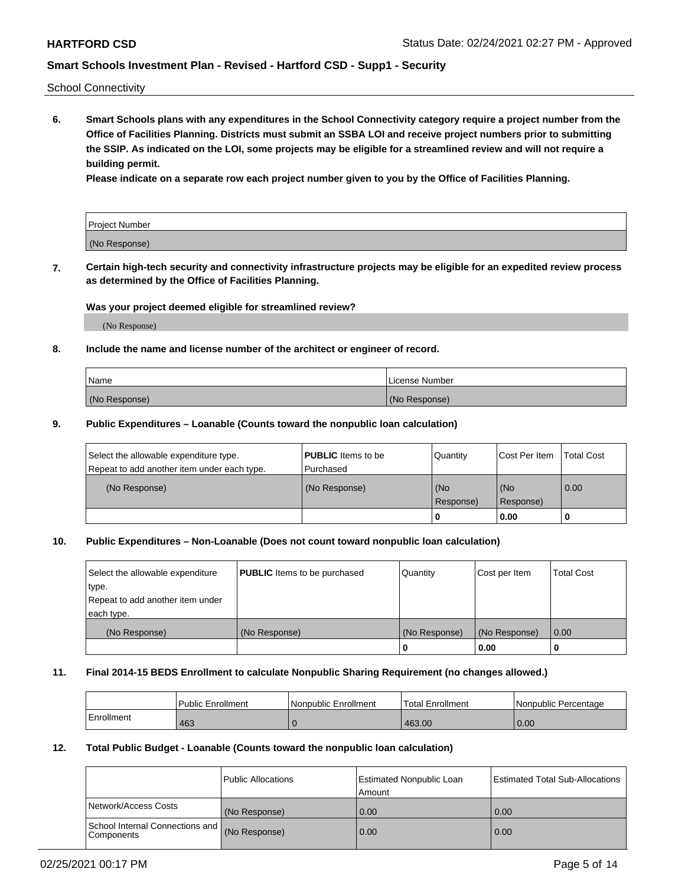School Connectivity

**6. Smart Schools plans with any expenditures in the School Connectivity category require a project number from the Office of Facilities Planning. Districts must submit an SSBA LOI and receive project numbers prior to submitting the SSIP. As indicated on the LOI, some projects may be eligible for a streamlined review and will not require a building permit.**

**Please indicate on a separate row each project number given to you by the Office of Facilities Planning.**

| Project Number |
| --- |
| (No Response) |

**7. Certain high-tech security and connectivity infrastructure projects may be eligible for an expedited review process as determined by the Office of Facilities Planning.**

**Was your project deemed eligible for streamlined review?**

(No Response)

**8. Include the name and license number of the architect or engineer of record.**

| Name | License Number |
| --- | --- |
| (No Response) | (No Response) |

**9. Public Expenditures – Loanable (Counts toward the nonpublic loan calculation)**

| Select the allowable expenditure type. Repeat to add another item under each type. | **PUBLIC** Items to be Purchased | Quantity | Cost Per Item | Total Cost |
| --- | --- | --- | --- | --- |
| (No Response) | (No Response) | (No Response) | (No Response) | 0.00 |
| | | 0 | 0.00 | 0 |

**10. Public Expenditures – Non-Loanable (Does not count toward nonpublic loan calculation)**

| Select the allowable expenditure type. Repeat to add another item under each type. | **PUBLIC** Items to be purchased | Quantity | Cost per Item | Total Cost |
| --- | --- | --- | --- | --- |
| (No Response) | (No Response) | (No Response) | (No Response) | 0.00 |
| | | 0 | 0.00 | 0 |

**11. Final 2014-15 BEDS Enrollment to calculate Nonpublic Sharing Requirement (no changes allowed.)**

| | Public Enrollment | Nonpublic Enrollment | Total Enrollment | Nonpublic Percentage |
| --- | --- | --- | --- | --- |
| Enrollment | 463 | 0 | 463.00 | 0.00 |

**12. Total Public Budget - Loanable (Counts toward the nonpublic loan calculation)**

| | Public Allocations | Estimated Nonpublic Loan Amount | Estimated Total Sub-Allocations |
| --- | --- | --- | --- |
| Network/Access Costs | (No Response) | 0.00 | 0.00 |
| School Internal Connections and Components | (No Response) | 0.00 | 0.00 |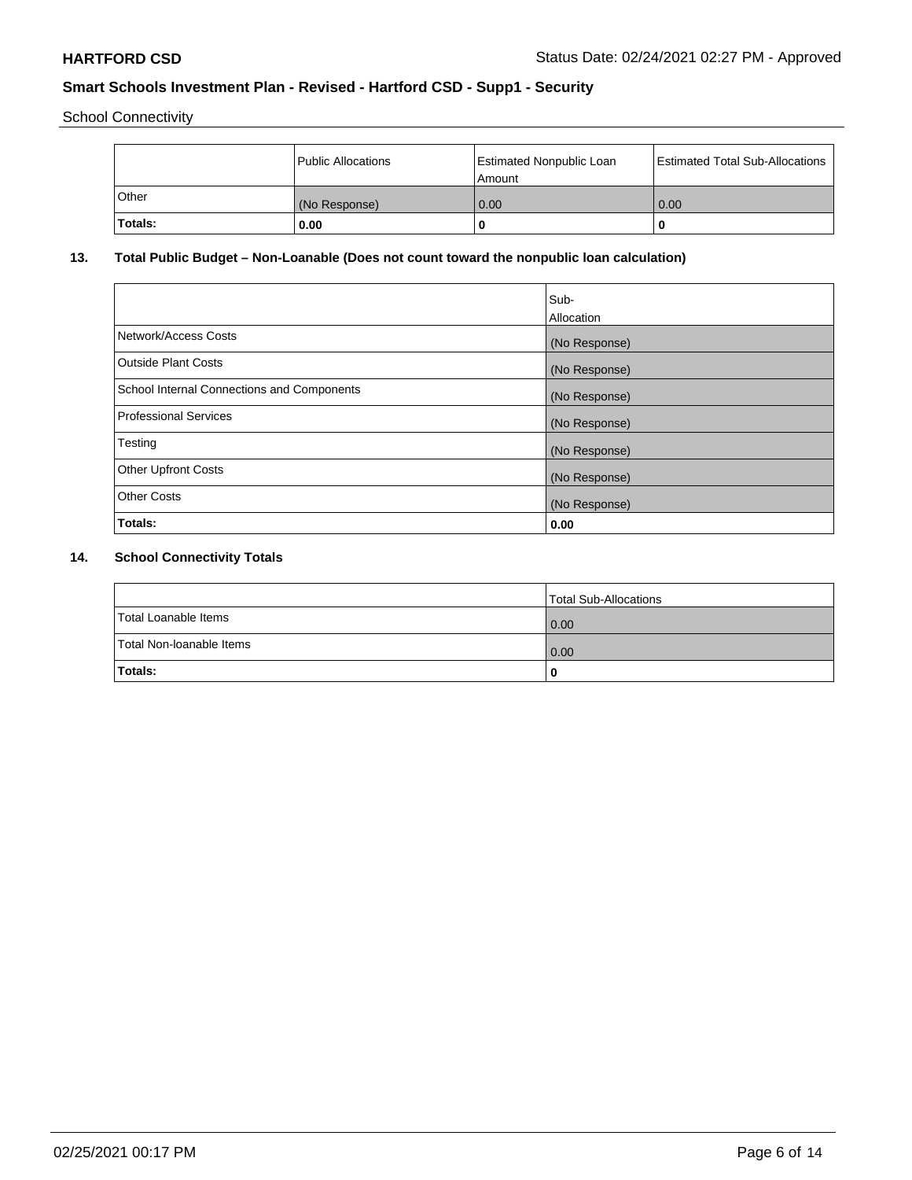School Connectivity

| | Public Allocations | Estimated Nonpublic Loan Amount | Estimated Total Sub-Allocations |
|---|---|---|---|
| Other | (No Response) | 0.00 | 0.00 |
| **Totals:** | **0.00** | **0** | **0** |

## 13. Total Public Budget – Non-Loanable (Does not count toward the nonpublic loan calculation)

| | Sub-Allocation |
|---|---|
| Network/Access Costs | (No Response) |
| Outside Plant Costs | (No Response) |
| School Internal Connections and Components | (No Response) |
| Professional Services | (No Response) |
| Testing | (No Response) |
| Other Upfront Costs | (No Response) |
| Other Costs | (No Response) |
| **Totals:** | **0.00** |

## 14. School Connectivity Totals

| | Total Sub-Allocations |
|---|---|
| Total Loanable Items | 0.00 |
| Total Non-loanable Items | 0.00 |
| **Totals:** | **0** |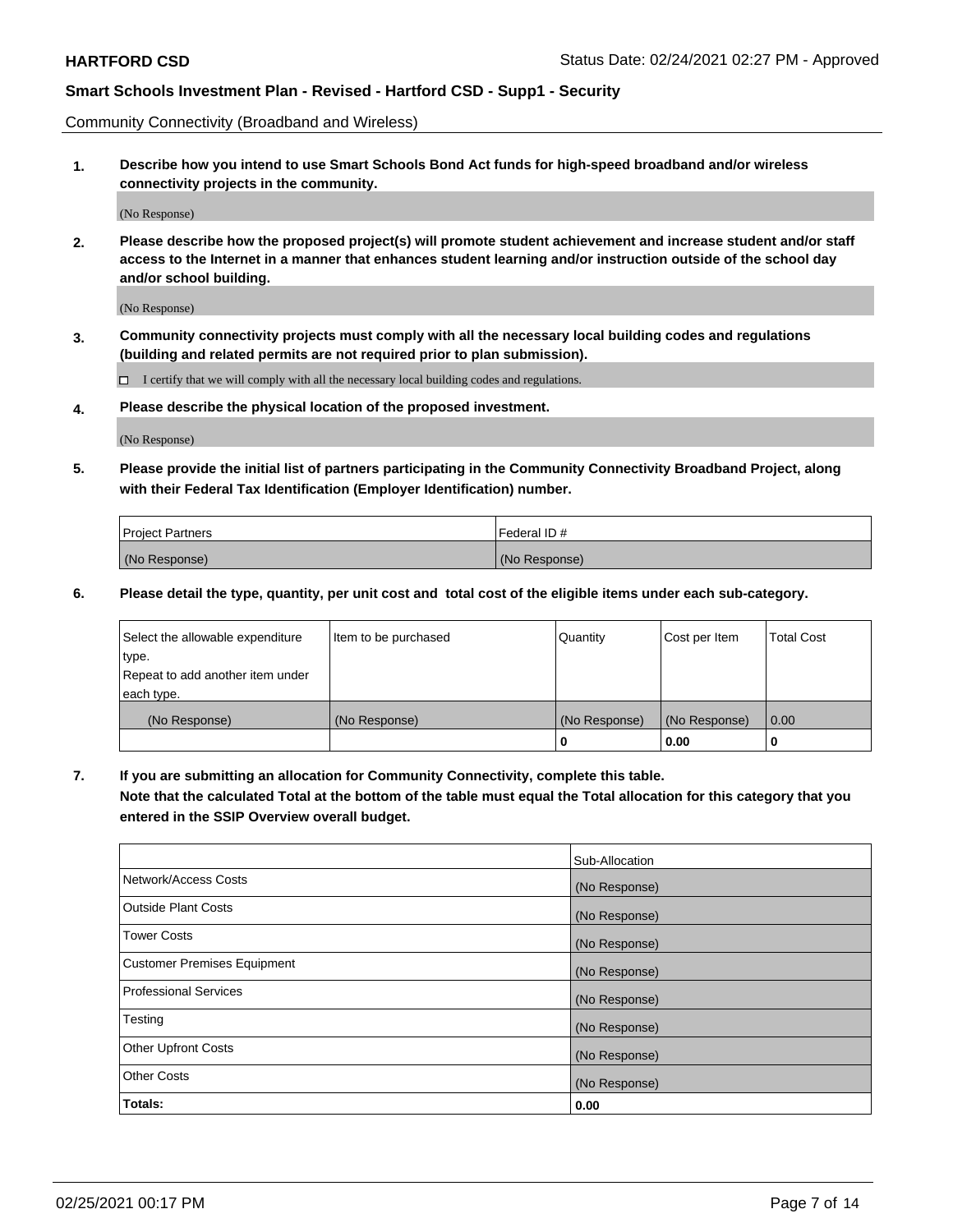Community Connectivity (Broadband and Wireless)

**1. Describe how you intend to use Smart Schools Bond Act funds for high-speed broadband and/or wireless connectivity projects in the community.**

(No Response)

**2. Please describe how the proposed project(s) will promote student achievement and increase student and/or staff access to the Internet in a manner that enhances student learning and/or instruction outside of the school day and/or school building.**

(No Response)

**3. Community connectivity projects must comply with all the necessary local building codes and regulations (building and related permits are not required prior to plan submission).**

☐ I certify that we will comply with all the necessary local building codes and regulations.

**4. Please describe the physical location of the proposed investment.**

(No Response)

**5. Please provide the initial list of partners participating in the Community Connectivity Broadband Project, along with their Federal Tax Identification (Employer Identification) number.**

| Project Partners | Federal ID # |
|---|---|
| (No Response) | (No Response) |

**6. Please detail the type, quantity, per unit cost and total cost of the eligible items under each sub-category.**

| Select the allowable expenditure type. Repeat to add another item under each type. | Item to be purchased | Quantity | Cost per Item | Total Cost |
|---|---|---|---|---|
| (No Response) | (No Response) | (No Response) | (No Response) | 0.00 |
| | | **0** | **0.00** | **0** |

**7. If you are submitting an allocation for Community Connectivity, complete this table. Note that the calculated Total at the bottom of the table must equal the Total allocation for this category that you entered in the SSIP Overview overall budget.**

| | Sub-Allocation |
|---|---|
| Network/Access Costs | (No Response) |
| Outside Plant Costs | (No Response) |
| Tower Costs | (No Response) |
| Customer Premises Equipment | (No Response) |
| Professional Services | (No Response) |
| Testing | (No Response) |
| Other Upfront Costs | (No Response) |
| Other Costs | (No Response) |
| **Totals:** | **0.00** |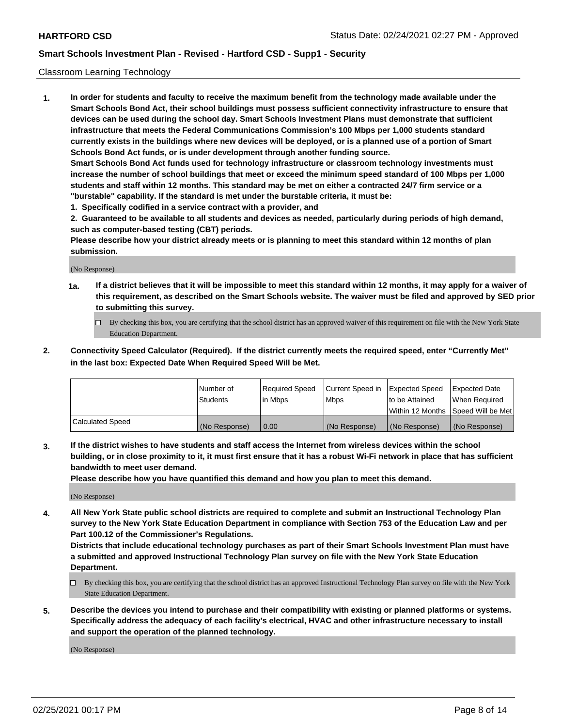Classroom Learning Technology

**1. In order for students and faculty to receive the maximum benefit from the technology made available under the Smart Schools Bond Act, their school buildings must possess sufficient connectivity infrastructure to ensure that devices can be used during the school day. Smart Schools Investment Plans must demonstrate that sufficient infrastructure that meets the Federal Communications Commission's 100 Mbps per 1,000 students standard currently exists in the buildings where new devices will be deployed, or is a planned use of a portion of Smart Schools Bond Act funds, or is under development through another funding source.**

**Smart Schools Bond Act funds used for technology infrastructure or classroom technology investments must increase the number of school buildings that meet or exceed the minimum speed standard of 100 Mbps per 1,000 students and staff within 12 months. This standard may be met on either a contracted 24/7 firm service or a "burstable" capability. If the standard is met under the burstable criteria, it must be:**

**1. Specifically codified in a service contract with a provider, and**

**2. Guaranteed to be available to all students and devices as needed, particularly during periods of high demand, such as computer-based testing (CBT) periods.**

**Please describe how your district already meets or is planning to meet this standard within 12 months of plan submission.**

(No Response)

**1a. If a district believes that it will be impossible to meet this standard within 12 months, it may apply for a waiver of this requirement, as described on the Smart Schools website. The waiver must be filed and approved by SED prior to submitting this survey.**

☐ By checking this box, you are certifying that the school district has an approved waiver of this requirement on file with the New York State Education Department.

**2. Connectivity Speed Calculator (Required). If the district currently meets the required speed, enter "Currently Met" in the last box: Expected Date When Required Speed Will be Met.**

| | Number of Students | Required Speed in Mbps | Current Speed in Mbps | Expected Speed to be Attained Within 12 Months | Expected Date When Required Speed Will be Met |
|---|---|---|---|---|---|
| Calculated Speed | (No Response) | 0.00 | (No Response) | (No Response) | (No Response) |

**3. If the district wishes to have students and staff access the Internet from wireless devices within the school building, or in close proximity to it, it must first ensure that it has a robust Wi-Fi network in place that has sufficient bandwidth to meet user demand.**

**Please describe how you have quantified this demand and how you plan to meet this demand.**

(No Response)

**4. All New York State public school districts are required to complete and submit an Instructional Technology Plan survey to the New York State Education Department in compliance with Section 753 of the Education Law and per Part 100.12 of the Commissioner's Regulations.**

**Districts that include educational technology purchases as part of their Smart Schools Investment Plan must have a submitted and approved Instructional Technology Plan survey on file with the New York State Education Department.**

☐ By checking this box, you are certifying that the school district has an approved Instructional Technology Plan survey on file with the New York State Education Department.

**5. Describe the devices you intend to purchase and their compatibility with existing or planned platforms or systems. Specifically address the adequacy of each facility's electrical, HVAC and other infrastructure necessary to install and support the operation of the planned technology.**

(No Response)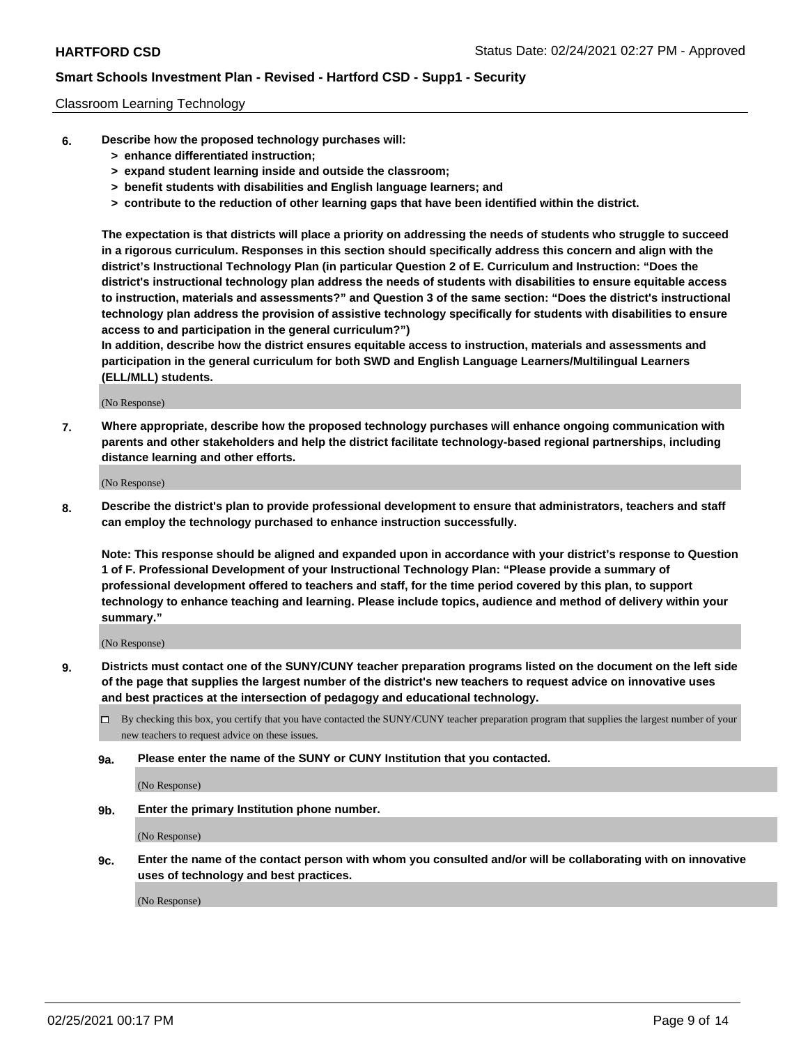Classroom Learning Technology

**6. Describe how the proposed technology purchases will:**
- **> enhance differentiated instruction;**
- **> expand student learning inside and outside the classroom;**
- **> benefit students with disabilities and English language learners; and**
- **> contribute to the reduction of other learning gaps that have been identified within the district.**

**The expectation is that districts will place a priority on addressing the needs of students who struggle to succeed in a rigorous curriculum. Responses in this section should specifically address this concern and align with the district's Instructional Technology Plan (in particular Question 2 of E. Curriculum and Instruction: "Does the district's instructional technology plan address the needs of students with disabilities to ensure equitable access to instruction, materials and assessments?" and Question 3 of the same section: "Does the district's instructional technology plan address the provision of assistive technology specifically for students with disabilities to ensure access to and participation in the general curriculum?")**

**In addition, describe how the district ensures equitable access to instruction, materials and assessments and participation in the general curriculum for both SWD and English Language Learners/Multilingual Learners (ELL/MLL) students.**

(No Response)

**7. Where appropriate, describe how the proposed technology purchases will enhance ongoing communication with parents and other stakeholders and help the district facilitate technology-based regional partnerships, including distance learning and other efforts.**

(No Response)

**8. Describe the district's plan to provide professional development to ensure that administrators, teachers and staff can employ the technology purchased to enhance instruction successfully.**

**Note: This response should be aligned and expanded upon in accordance with your district's response to Question 1 of F. Professional Development of your Instructional Technology Plan: "Please provide a summary of professional development offered to teachers and staff, for the time period covered by this plan, to support technology to enhance teaching and learning. Please include topics, audience and method of delivery within your summary."**

(No Response)

**9. Districts must contact one of the SUNY/CUNY teacher preparation programs listed on the document on the left side of the page that supplies the largest number of the district's new teachers to request advice on innovative uses and best practices at the intersection of pedagogy and educational technology.**

☐ By checking this box, you certify that you have contacted the SUNY/CUNY teacher preparation program that supplies the largest number of your new teachers to request advice on these issues.

**9a. Please enter the name of the SUNY or CUNY Institution that you contacted.**

(No Response)

**9b. Enter the primary Institution phone number.**

(No Response)

**9c. Enter the name of the contact person with whom you consulted and/or will be collaborating with on innovative uses of technology and best practices.**

(No Response)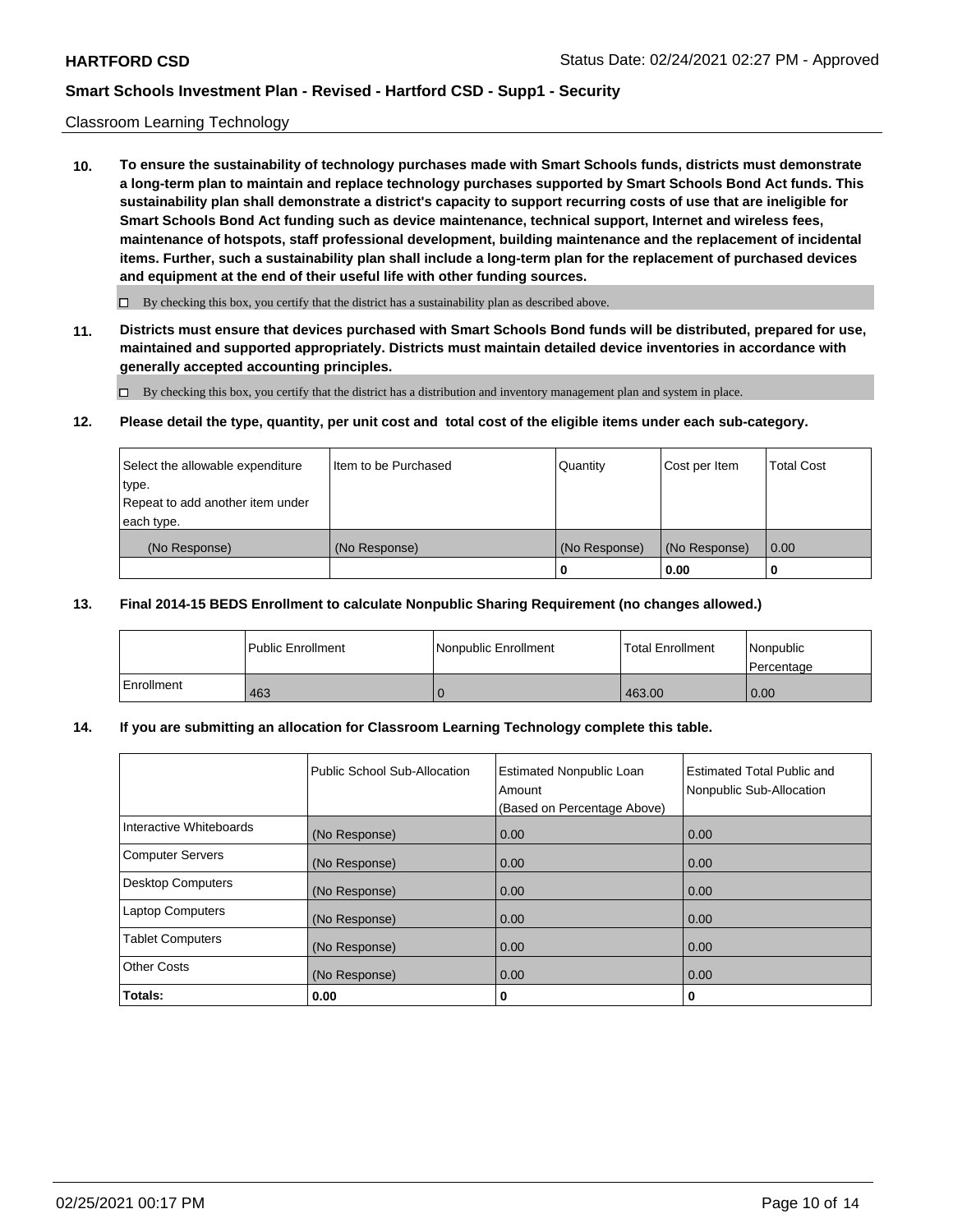Classroom Learning Technology

**10. To ensure the sustainability of technology purchases made with Smart Schools funds, districts must demonstrate a long-term plan to maintain and replace technology purchases supported by Smart Schools Bond Act funds. This sustainability plan shall demonstrate a district's capacity to support recurring costs of use that are ineligible for Smart Schools Bond Act funding such as device maintenance, technical support, Internet and wireless fees, maintenance of hotspots, staff professional development, building maintenance and the replacement of incidental items. Further, such a sustainability plan shall include a long-term plan for the replacement of purchased devices and equipment at the end of their useful life with other funding sources.**

☐ By checking this box, you certify that the district has a sustainability plan as described above.

**11. Districts must ensure that devices purchased with Smart Schools Bond funds will be distributed, prepared for use, maintained and supported appropriately. Districts must maintain detailed device inventories in accordance with generally accepted accounting principles.**

☐ By checking this box, you certify that the district has a distribution and inventory management plan and system in place.

**12. Please detail the type, quantity, per unit cost and total cost of the eligible items under each sub-category.**

| Select the allowable expenditure type. Repeat to add another item under each type. | Item to be Purchased | Quantity | Cost per Item | Total Cost |
|---|---|---|---|---|
| (No Response) | (No Response) | (No Response) | (No Response) | 0.00 |
| | | 0 | 0.00 | 0 |

**13. Final 2014-15 BEDS Enrollment to calculate Nonpublic Sharing Requirement (no changes allowed.)**

| | Public Enrollment | Nonpublic Enrollment | Total Enrollment | Nonpublic Percentage |
|---|---|---|---|---|
| Enrollment | 463 | 0 | 463.00 | 0.00 |

**14. If you are submitting an allocation for Classroom Learning Technology complete this table.**

| | Public School Sub-Allocation | Estimated Nonpublic Loan Amount (Based on Percentage Above) | Estimated Total Public and Nonpublic Sub-Allocation |
|---|---|---|---|
| Interactive Whiteboards | (No Response) | 0.00 | 0.00 |
| Computer Servers | (No Response) | 0.00 | 0.00 |
| Desktop Computers | (No Response) | 0.00 | 0.00 |
| Laptop Computers | (No Response) | 0.00 | 0.00 |
| Tablet Computers | (No Response) | 0.00 | 0.00 |
| Other Costs | (No Response) | 0.00 | 0.00 |
| **Totals:** | **0.00** | **0** | **0** |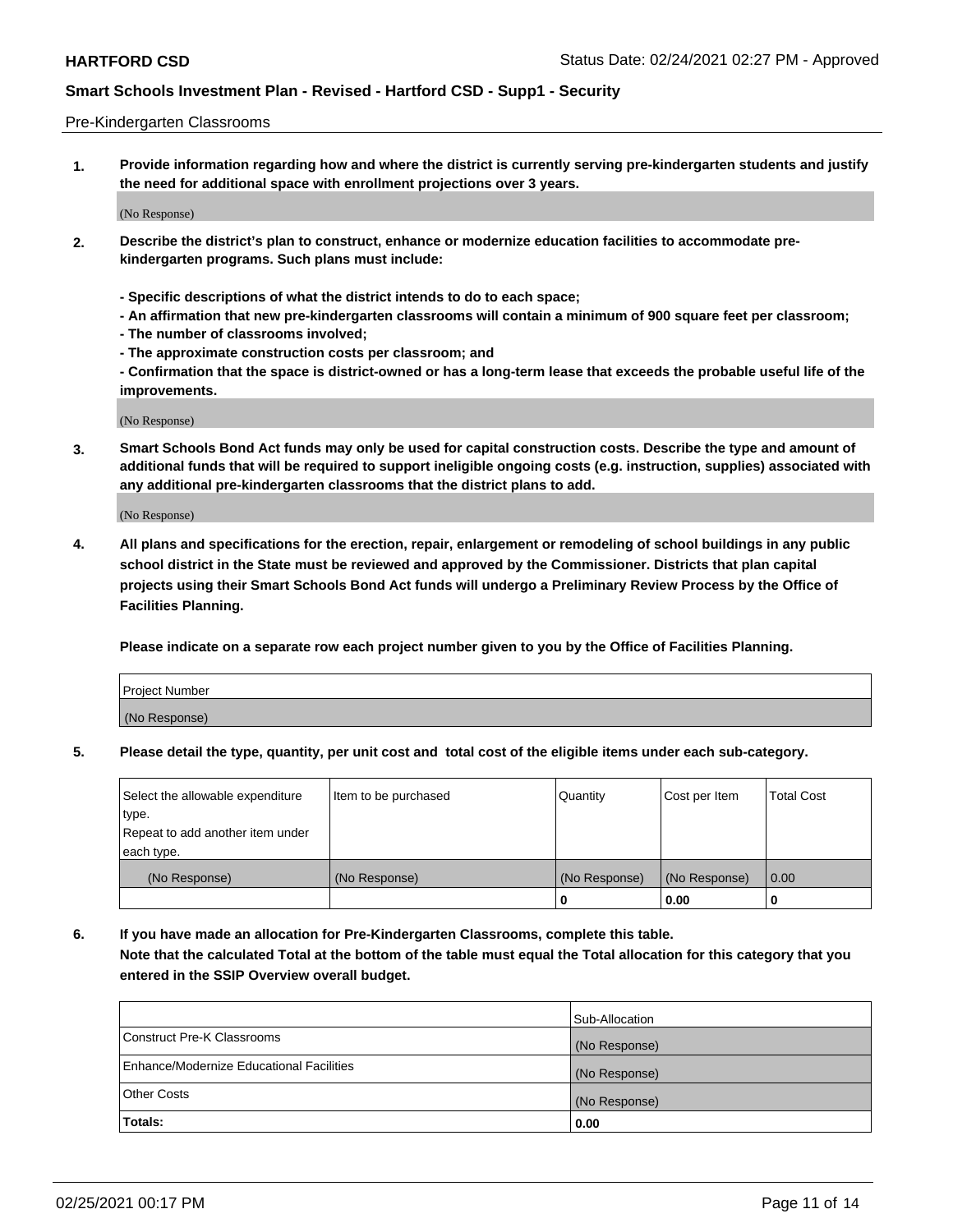Pre-Kindergarten Classrooms

**1. Provide information regarding how and where the district is currently serving pre-kindergarten students and justify the need for additional space with enrollment projections over 3 years.**

(No Response)

**2. Describe the district's plan to construct, enhance or modernize education facilities to accommodate pre-kindergarten programs. Such plans must include:**

**- Specific descriptions of what the district intends to do to each space;**
**- An affirmation that new pre-kindergarten classrooms will contain a minimum of 900 square feet per classroom;**
**- The number of classrooms involved;**
**- The approximate construction costs per classroom; and**
**- Confirmation that the space is district-owned or has a long-term lease that exceeds the probable useful life of the improvements.**

(No Response)

**3. Smart Schools Bond Act funds may only be used for capital construction costs. Describe the type and amount of additional funds that will be required to support ineligible ongoing costs (e.g. instruction, supplies) associated with any additional pre-kindergarten classrooms that the district plans to add.**

(No Response)

**4. All plans and specifications for the erection, repair, enlargement or remodeling of school buildings in any public school district in the State must be reviewed and approved by the Commissioner. Districts that plan capital projects using their Smart Schools Bond Act funds will undergo a Preliminary Review Process by the Office of Facilities Planning.**

**Please indicate on a separate row each project number given to you by the Office of Facilities Planning.**

| Project Number |
|---|
| (No Response) |

**5. Please detail the type, quantity, per unit cost and total cost of the eligible items under each sub-category.**

| Select the allowable expenditure type. Repeat to add another item under each type. | Item to be purchased | Quantity | Cost per Item | Total Cost |
|---|---|---|---|---|
| (No Response) | (No Response) | (No Response) | (No Response) | 0.00 |
| | | 0 | 0.00 | 0 |

**6. If you have made an allocation for Pre-Kindergarten Classrooms, complete this table. Note that the calculated Total at the bottom of the table must equal the Total allocation for this category that you entered in the SSIP Overview overall budget.**

| | Sub-Allocation |
|---|---|
| Construct Pre-K Classrooms | (No Response) |
| Enhance/Modernize Educational Facilities | (No Response) |
| Other Costs | (No Response) |
| **Totals:** | **0.00** |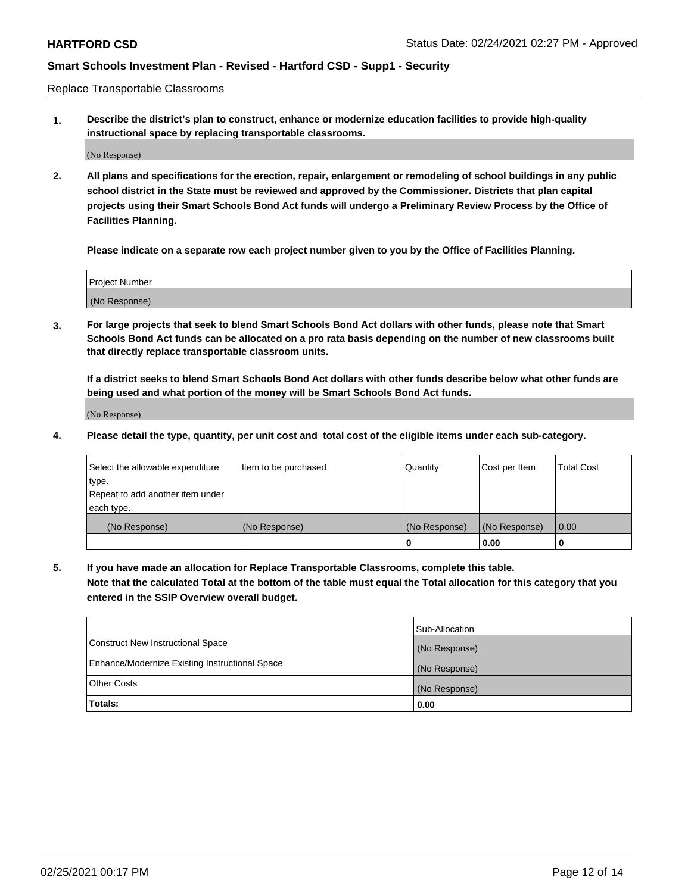Replace Transportable Classrooms

1. **Describe the district's plan to construct, enhance or modernize education facilities to provide high-quality instructional space by replacing transportable classrooms.**

(No Response)

2. **All plans and specifications for the erection, repair, enlargement or remodeling of school buildings in any public school district in the State must be reviewed and approved by the Commissioner. Districts that plan capital projects using their Smart Schools Bond Act funds will undergo a Preliminary Review Process by the Office of Facilities Planning.**

   **Please indicate on a separate row each project number given to you by the Office of Facilities Planning.**

| Project Number |
|---|
| (No Response) |

3. **For large projects that seek to blend Smart Schools Bond Act dollars with other funds, please note that Smart Schools Bond Act funds can be allocated on a pro rata basis depending on the number of new classrooms built that directly replace transportable classroom units.**

   **If a district seeks to blend Smart Schools Bond Act dollars with other funds describe below what other funds are being used and what portion of the money will be Smart Schools Bond Act funds.**

(No Response)

4. **Please detail the type, quantity, per unit cost and total cost of the eligible items under each sub-category.**

| Select the allowable expenditure type. Repeat to add another item under each type. | Item to be purchased | Quantity | Cost per Item | Total Cost |
|---|---|---|---|---|
| (No Response) | (No Response) | (No Response) | (No Response) | 0.00 |
| | | 0 | 0.00 | 0 |

5. **If you have made an allocation for Replace Transportable Classrooms, complete this table. Note that the calculated Total at the bottom of the table must equal the Total allocation for this category that you entered in the SSIP Overview overall budget.**

| | Sub-Allocation |
|---|---|
| Construct New Instructional Space | (No Response) |
| Enhance/Modernize Existing Instructional Space | (No Response) |
| Other Costs | (No Response) |
| **Totals:** | **0.00** |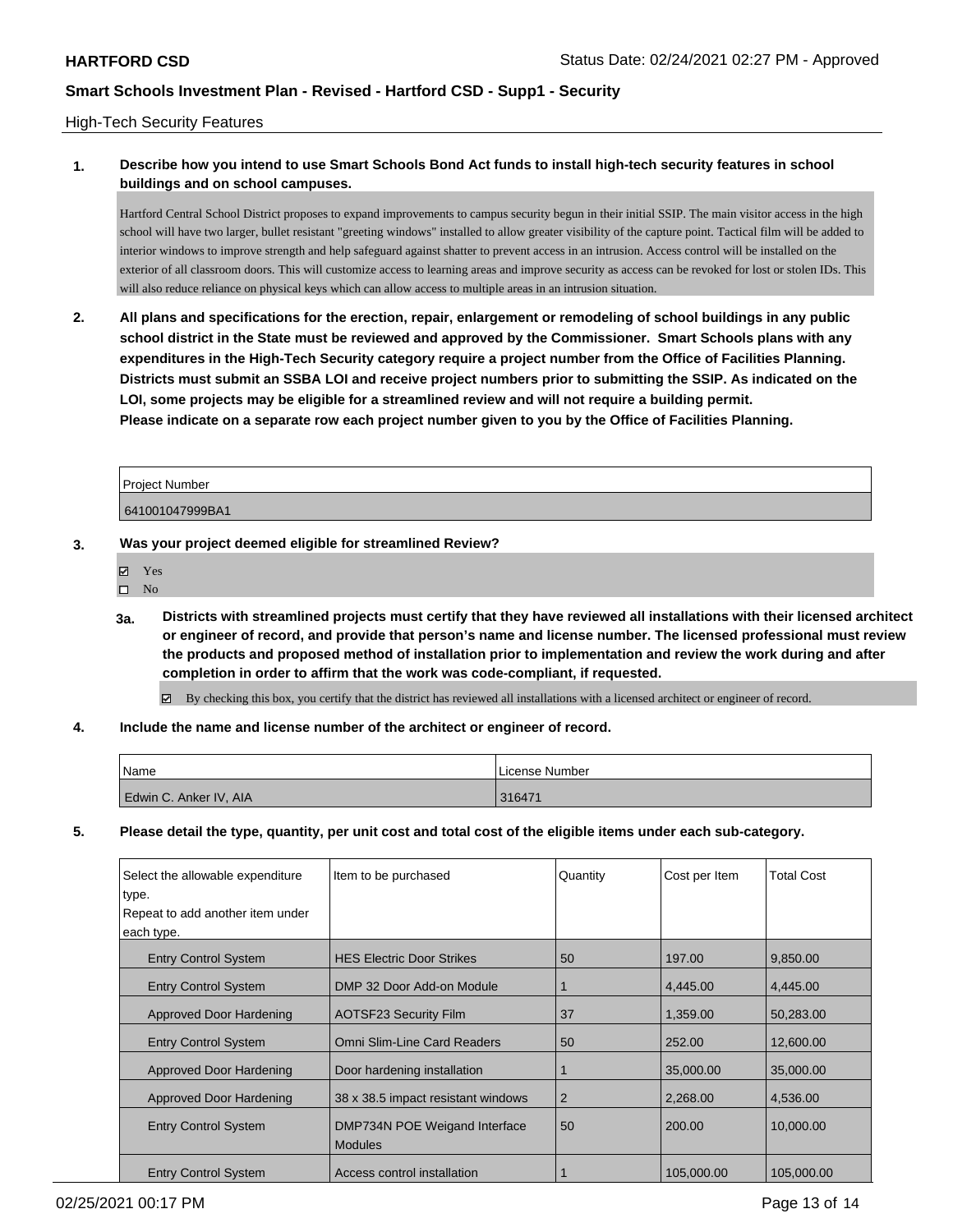High-Tech Security Features

**1. Describe how you intend to use Smart Schools Bond Act funds to install high-tech security features in school buildings and on school campuses.**

Hartford Central School District proposes to expand improvements to campus security begun in their initial SSIP. The main visitor access in the high school will have two larger, bullet resistant "greeting windows" installed to allow greater visibility of the capture point. Tactical film will be added to interior windows to improve strength and help safeguard against shatter to prevent access in an intrusion. Access control will be installed on the exterior of all classroom doors. This will customize access to learning areas and improve security as access can be revoked for lost or stolen IDs. This will also reduce reliance on physical keys which can allow access to multiple areas in an intrusion situation.

**2. All plans and specifications for the erection, repair, enlargement or remodeling of school buildings in any public school district in the State must be reviewed and approved by the Commissioner. Smart Schools plans with any expenditures in the High-Tech Security category require a project number from the Office of Facilities Planning. Districts must submit an SSBA LOI and receive project numbers prior to submitting the SSIP. As indicated on the LOI, some projects may be eligible for a streamlined review and will not require a building permit. Please indicate on a separate row each project number given to you by the Office of Facilities Planning.**

| Project Number |
|---|
| 641001047999BA1 |

**3. Was your project deemed eligible for streamlined Review?**

- ☑ Yes
- ☐ No

**3a. Districts with streamlined projects must certify that they have reviewed all installations with their licensed architect or engineer of record, and provide that person's name and license number. The licensed professional must review the products and proposed method of installation prior to implementation and review the work during and after completion in order to affirm that the work was code-compliant, if requested.**

☑ By checking this box, you certify that the district has reviewed all installations with a licensed architect or engineer of record.

**4. Include the name and license number of the architect or engineer of record.**

| Name | License Number |
|---|---|
| Edwin C. Anker IV, AIA | 316471 |

**5. Please detail the type, quantity, per unit cost and total cost of the eligible items under each sub-category.**

| Select the allowable expenditure type. Repeat to add another item under each type. | Item to be purchased | Quantity | Cost per Item | Total Cost |
|---|---|---|---|---|
| Entry Control System | HES Electric Door Strikes | 50 | 197.00 | 9,850.00 |
| Entry Control System | DMP 32 Door Add-on Module | 1 | 4,445.00 | 4,445.00 |
| Approved Door Hardening | AOTSF23 Security Film | 37 | 1,359.00 | 50,283.00 |
| Entry Control System | Omni Slim-Line Card Readers | 50 | 252.00 | 12,600.00 |
| Approved Door Hardening | Door hardening installation | 1 | 35,000.00 | 35,000.00 |
| Approved Door Hardening | 38 x 38.5 impact resistant windows | 2 | 2,268.00 | 4,536.00 |
| Entry Control System | DMP734N POE Weigand Interface Modules | 50 | 200.00 | 10,000.00 |
| Entry Control System | Access control installation | 1 | 105,000.00 | 105,000.00 |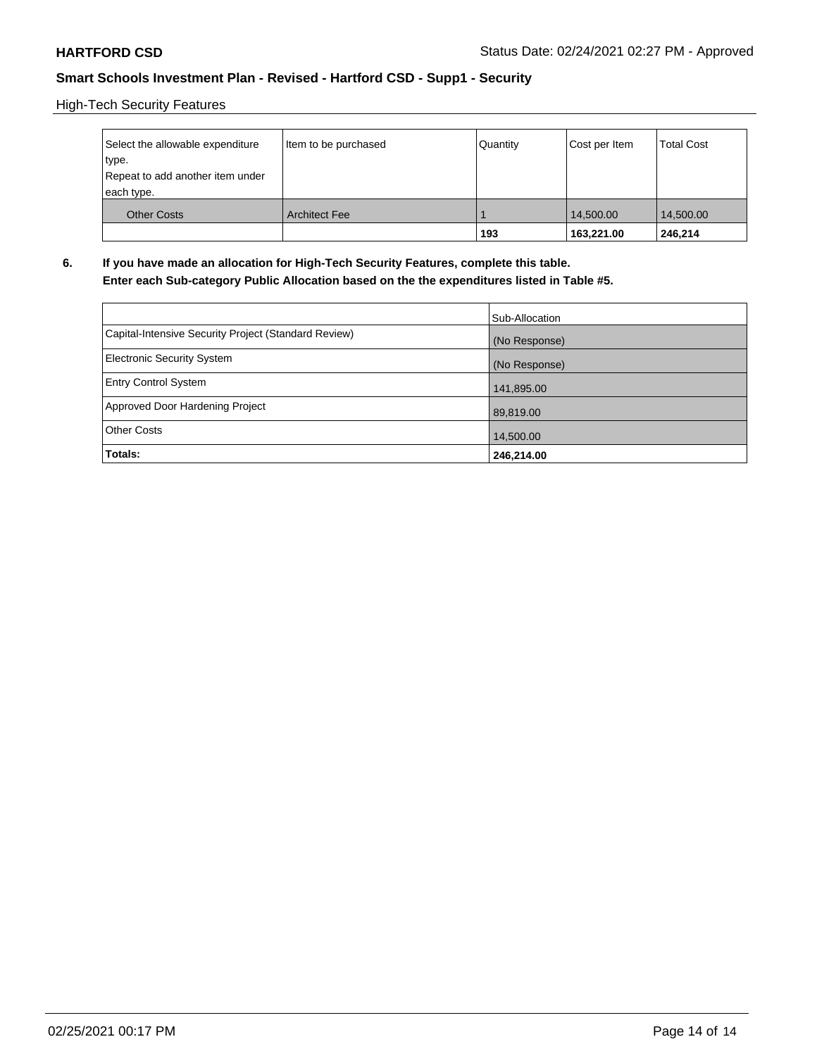High-Tech Security Features

| Select the allowable expenditure type. Repeat to add another item under each type. | Item to be purchased | Quantity | Cost per Item | Total Cost |
|---|---|---|---|---|
| Other Costs | Architect Fee | 1 | 14,500.00 | 14,500.00 |
| | | **193** | **163,221.00** | **246,214** |

**6. If you have made an allocation for High-Tech Security Features, complete this table. Enter each Sub-category Public Allocation based on the the expenditures listed in Table #5.**

| | Sub-Allocation |
|---|---|
| Capital-Intensive Security Project (Standard Review) | (No Response) |
| Electronic Security System | (No Response) |
| Entry Control System | 141,895.00 |
| Approved Door Hardening Project | 89,819.00 |
| Other Costs | 14,500.00 |
| **Totals:** | **246,214.00** |